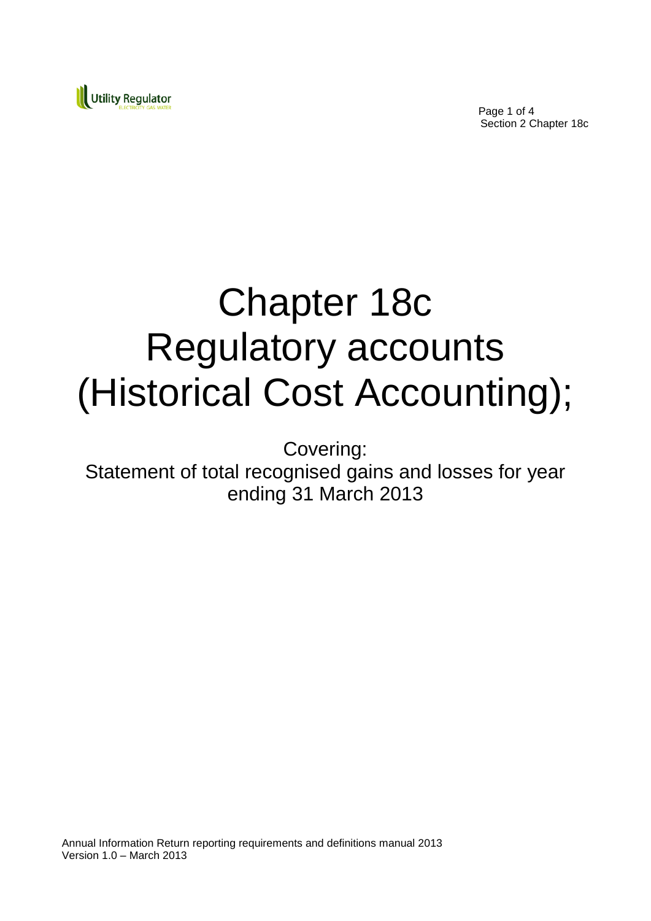# Chapter 18c
# Regulatory accounts (Historical Cost Accounting);

Covering:
Statement of total recognised gains and losses for year ending 31 March 2013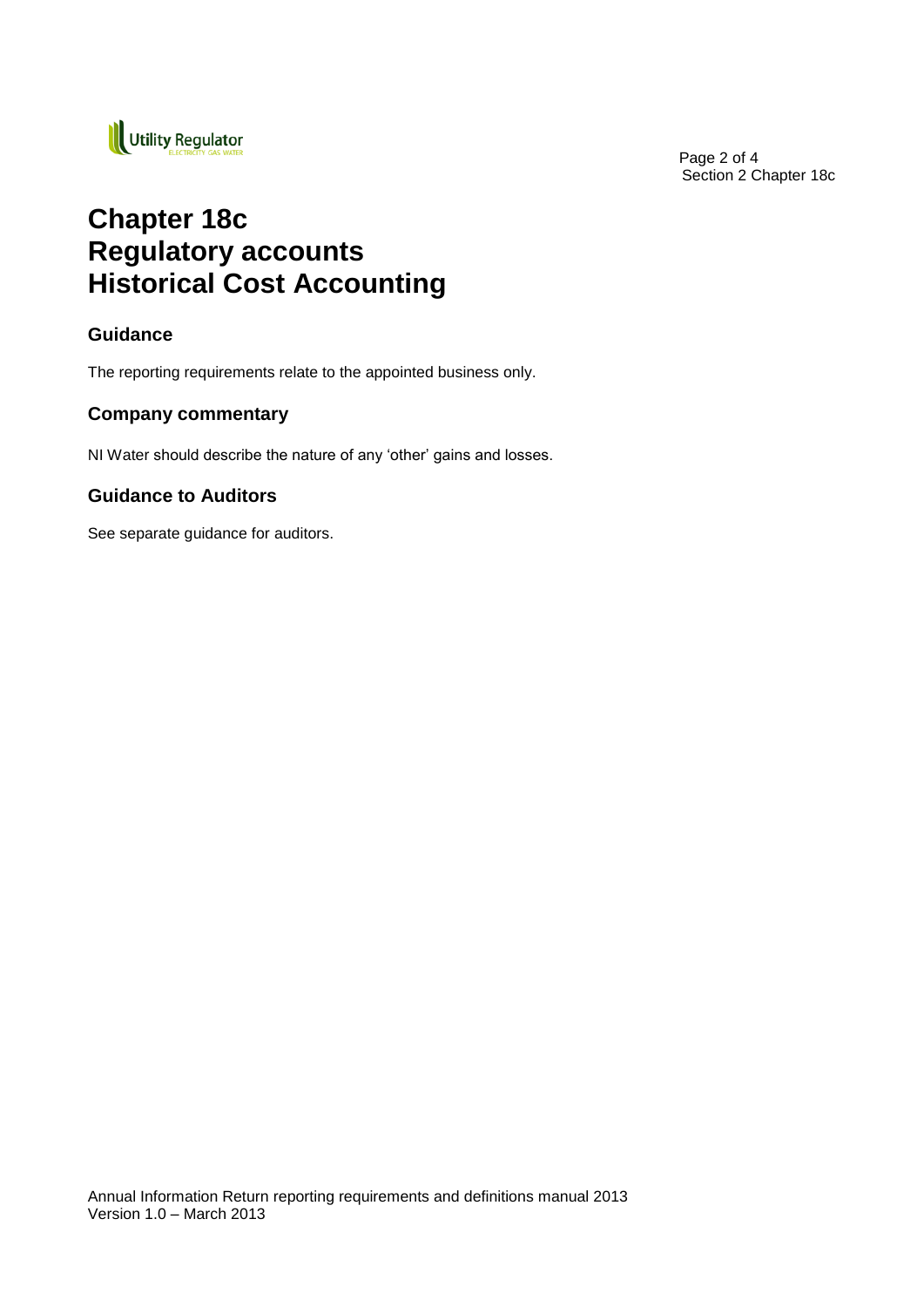# Chapter 18c
# Regulatory accounts
# Historical Cost Accounting

## Guidance

The reporting requirements relate to the appointed business only.

## Company commentary

NI Water should describe the nature of any 'other' gains and losses.

## Guidance to Auditors

See separate guidance for auditors.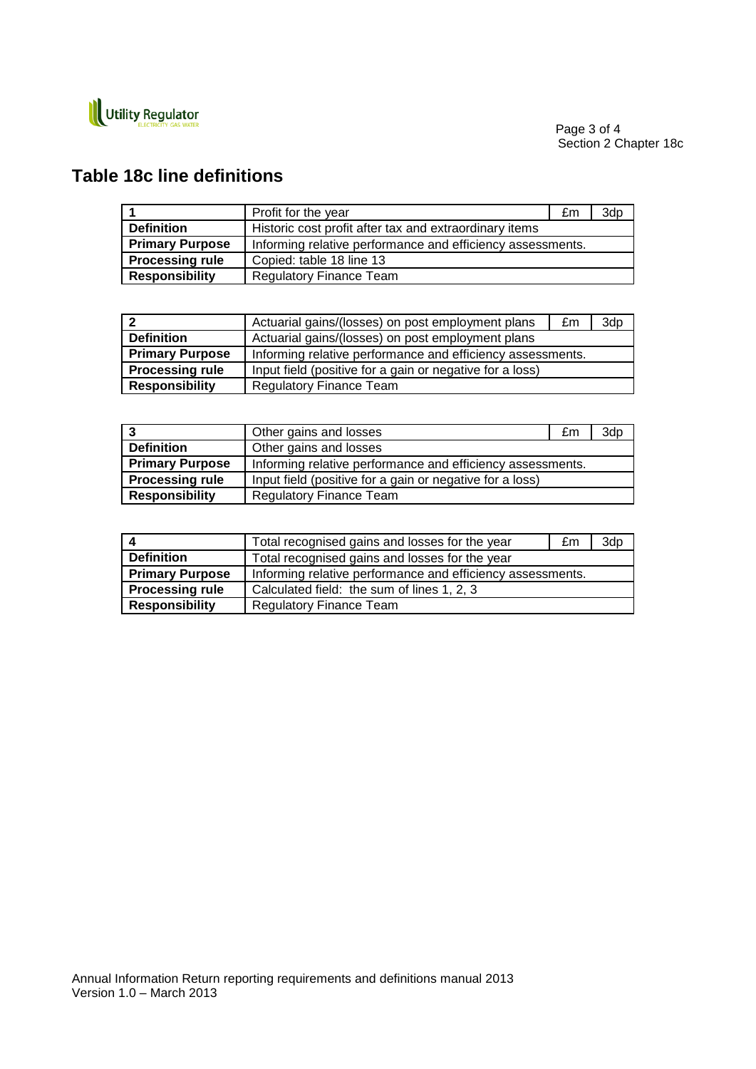## Table 18c line definitions

| 1 | Profit for the year | £m | 3dp |
|---|---|---|---|
| **Definition** | Historic cost profit after tax and extraordinary items | | |
| **Primary Purpose** | Informing relative performance and efficiency assessments. | | |
| **Processing rule** | Copied: table 18 line 13 | | |
| **Responsibility** | Regulatory Finance Team | | |

| 2 | Actuarial gains/(losses) on post employment plans | £m | 3dp |
|---|---|---|---|
| **Definition** | Actuarial gains/(losses) on post employment plans | | |
| **Primary Purpose** | Informing relative performance and efficiency assessments. | | |
| **Processing rule** | Input field (positive for a gain or negative for a loss) | | |
| **Responsibility** | Regulatory Finance Team | | |

| 3 | Other gains and losses | £m | 3dp |
|---|---|---|---|
| **Definition** | Other gains and losses | | |
| **Primary Purpose** | Informing relative performance and efficiency assessments. | | |
| **Processing rule** | Input field (positive for a gain or negative for a loss) | | |
| **Responsibility** | Regulatory Finance Team | | |

| 4 | Total recognised gains and losses for the year | £m | 3dp |
|---|---|---|---|
| **Definition** | Total recognised gains and losses for the year | | |
| **Primary Purpose** | Informing relative performance and efficiency assessments. | | |
| **Processing rule** | Calculated field: the sum of lines 1, 2, 3 | | |
| **Responsibility** | Regulatory Finance Team | | |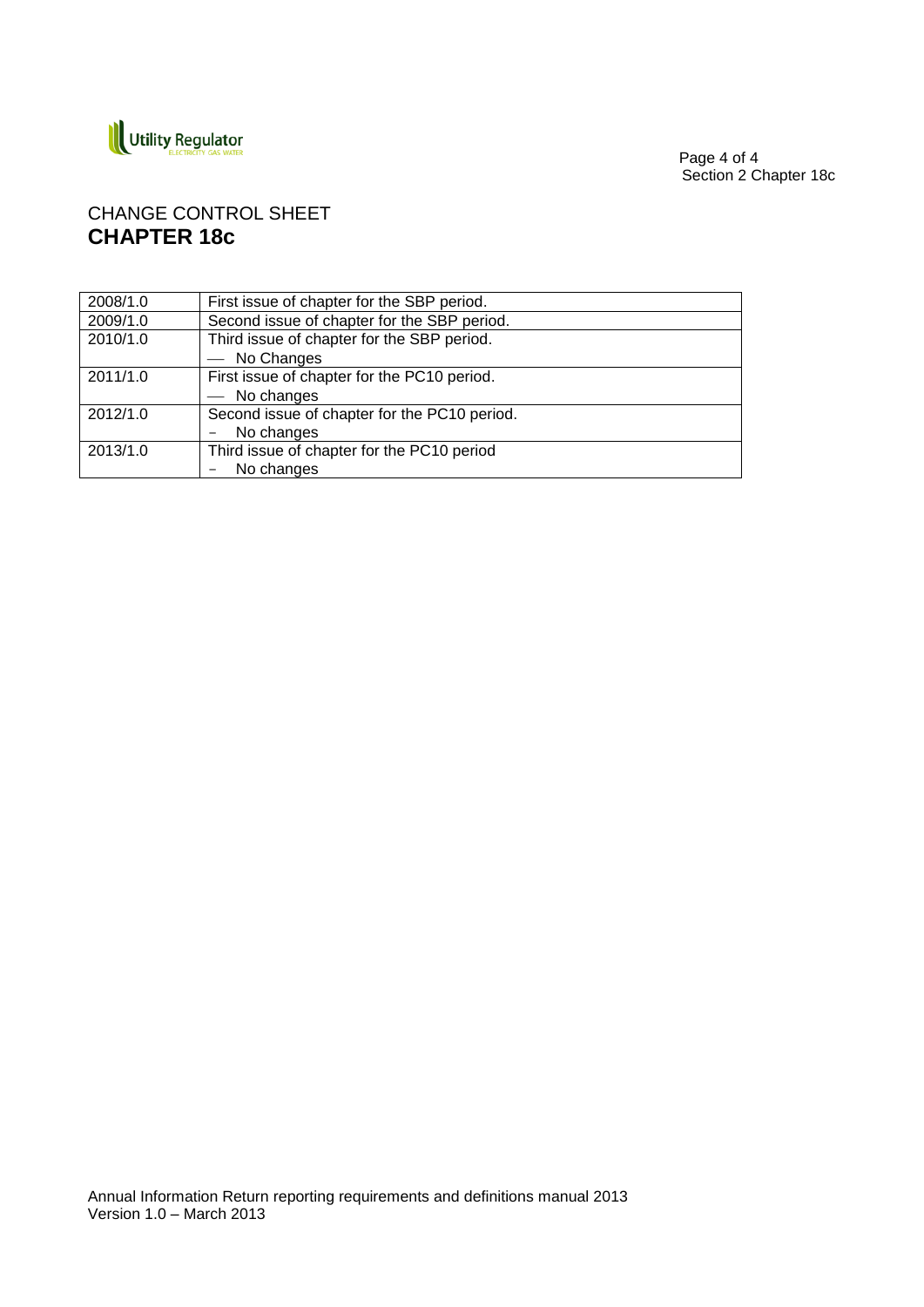CHANGE CONTROL SHEET
**CHAPTER 18c**

| | |
|---|---|
| 2008/1.0 | First issue of chapter for the SBP period. |
| 2009/1.0 | Second issue of chapter for the SBP period. |
| 2010/1.0 | Third issue of chapter for the SBP period.<br>— No Changes |
| 2011/1.0 | First issue of chapter for the PC10 period.<br>— No changes |
| 2012/1.0 | Second issue of chapter for the PC10 period.<br>- No changes |
| 2013/1.0 | Third issue of chapter for the PC10 period<br>- No changes |

Annual Information Return reporting requirements and definitions manual 2013
Version 1.0 – March 2013